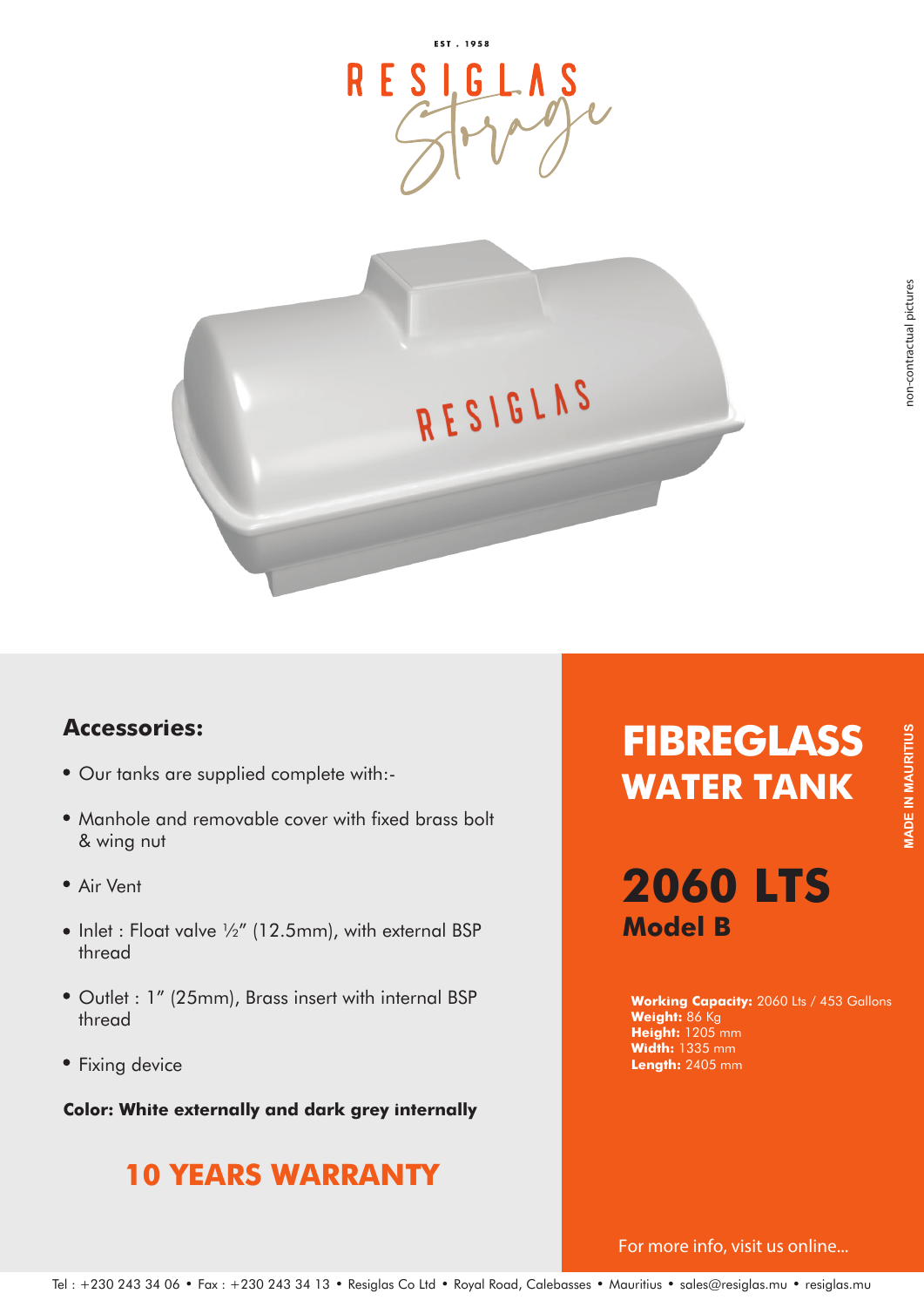EST . 1958

RESIGLAS Storage

non-contractual pictures

## Accessories:

- Our tanks are supplied complete with:-
- Manhole and removable cover with fixed brass bolt & wing nut
- Air Vent
- Inlet : Float valve ½" (12.5mm), with external BSP thread
- Outlet : 1" (25mm), Brass insert with internal BSP thread
- Fixing device

**Color: White externally and dark grey internally**

## 10 YEARS WARRANTY

# FIBREGLASS WATER TANK

MADE IN MAURITIUS

# 2060 LTS

## Model B

**Working Capacity:** 2060 Lts / 453 Gallons
**Weight:** 86 Kg
**Height:** 1205 mm
**Width:** 1335 mm
**Length:** 2405 mm

For more info, visit us online...

Tel : +230 243 34 06 • Fax : +230 243 34 13 • Resiglas Co Ltd • Royal Road, Calebasses • Mauritius • sales@resiglas.mu • resiglas.mu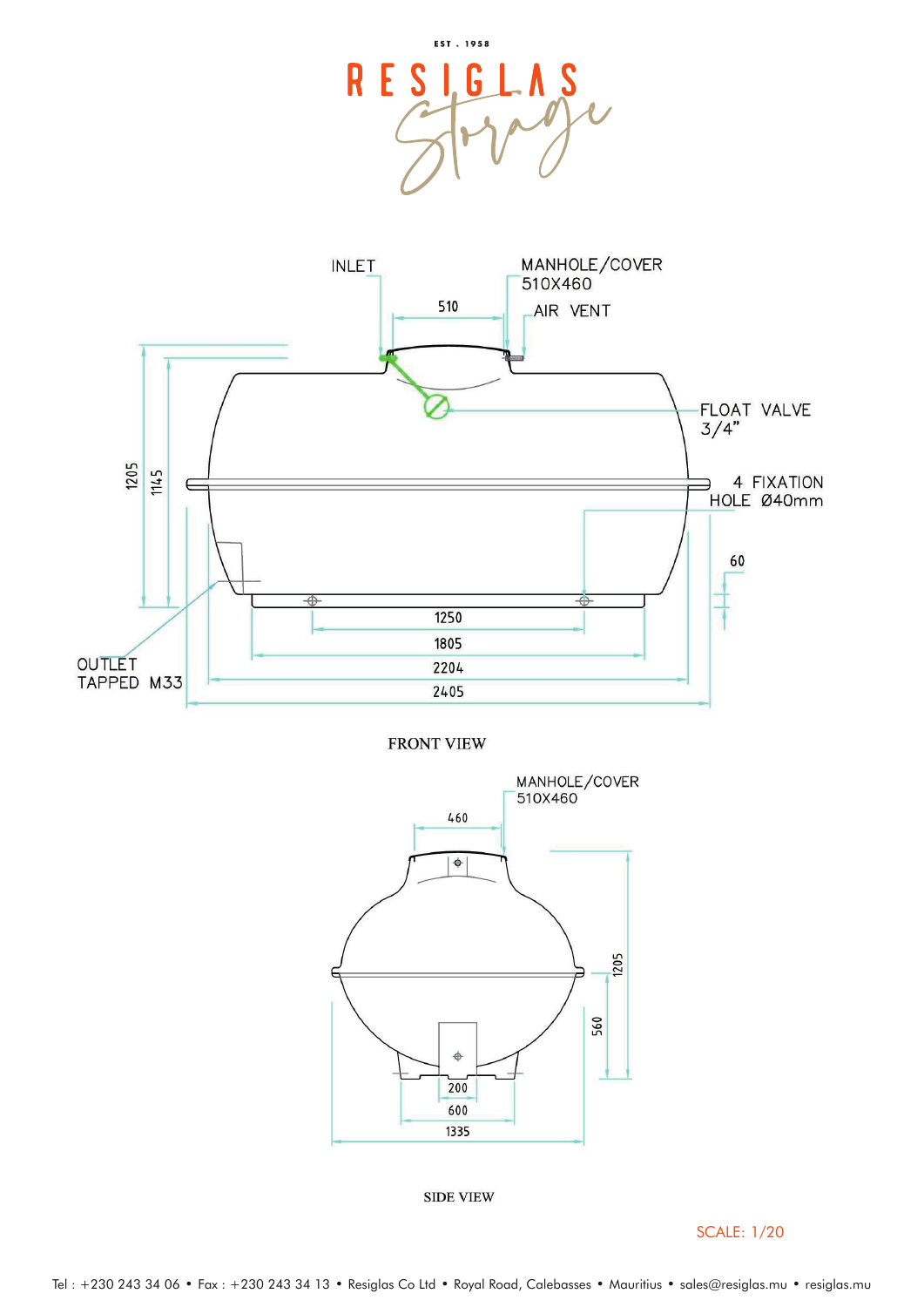EST . 1958

# RESIGLAS Storage

INLET

MANHOLE/COVER 510X460

510

AIR VENT

FLOAT VALVE 3/4"

4 FIXATION HOLE Ø40mm

60

1205

1145

OUTLET TAPPED M33

1250

1805

2204

2405

FRONT VIEW

MANHOLE/COVER 510X460

460

1205

560

200

600

1335

SIDE VIEW

SCALE: 1/20

Tel : +230 243 34 06 • Fax : +230 243 34 13 • Resiglas Co Ltd • Royal Road, Calebasses • Mauritius • sales@resiglas.mu • resiglas.mu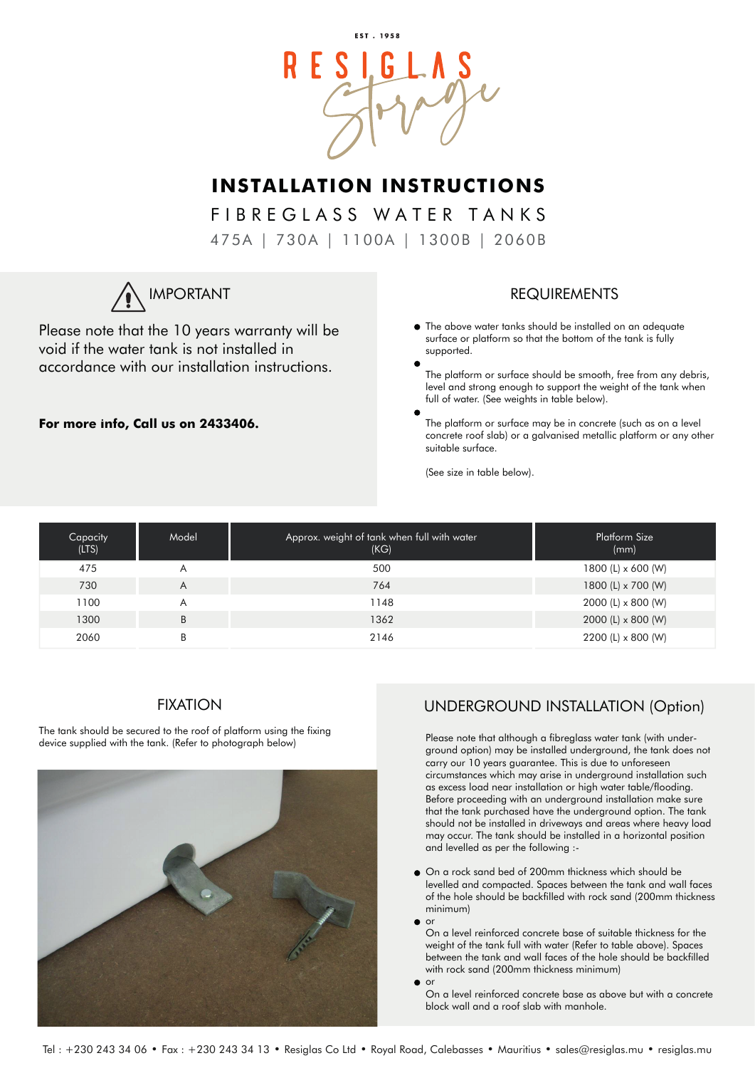EST . 1958

RESIGLAS Storage

# INSTALLATION INSTRUCTIONS

## FIBREGLASS WATER TANKS

475A | 730A | 1100A | 1300B | 2060B

### IMPORTANT

Please note that the 10 years warranty will be void if the water tank is not installed in accordance with our installation instructions.

**For more info, Call us on 2433406.**

### REQUIREMENTS

- The above water tanks should be installed on an adequate surface or platform so that the bottom of the tank is fully supported.
- The platform or surface should be smooth, free from any debris, level and strong enough to support the weight of the tank when full of water. (See weights in table below).
- The platform or surface may be in concrete (such as on a level concrete roof slab) or a galvanised metallic platform or any other suitable surface.

  (See size in table below).

| Capacity (LTS) | Model | Approx. weight of tank when full with water (KG) | Platform Size (mm) |
|---|---|---|---|
| 475 | A | 500 | 1800 (L) x 600 (W) |
| 730 | A | 764 | 1800 (L) x 700 (W) |
| 1100 | A | 1148 | 2000 (L) x 800 (W) |
| 1300 | B | 1362 | 2000 (L) x 800 (W) |
| 2060 | B | 2146 | 2200 (L) x 800 (W) |

### FIXATION

The tank should be secured to the roof of platform using the fixing device supplied with the tank. (Refer to photograph below)

### UNDERGROUND INSTALLATION (Option)

Please note that although a fibreglass water tank (with under-ground option) may be installed underground, the tank does not carry our 10 years guarantee. This is due to unforeseen circumstances which may arise in underground installation such as excess load near installation or high water table/flooding. Before proceeding with an underground installation make sure that the tank purchased have the underground option. The tank should not be installed in driveways and areas where heavy load may occur. The tank should be installed in a horizontal position and levelled as per the following :-

- On a rock sand bed of 200mm thickness which should be levelled and compacted. Spaces between the tank and wall faces of the hole should be backfilled with rock sand (200mm thickness minimum)
- or

  On a level reinforced concrete base of suitable thickness for the weight of the tank full with water (Refer to table above). Spaces between the tank and wall faces of the hole should be backfilled with rock sand (200mm thickness minimum)
- or

  On a level reinforced concrete base as above but with a concrete block wall and a roof slab with manhole.

Tel : +230 243 34 06 • Fax : +230 243 34 13 • Resiglas Co Ltd • Royal Road, Calebasses • Mauritius • sales@resiglas.mu • resiglas.mu